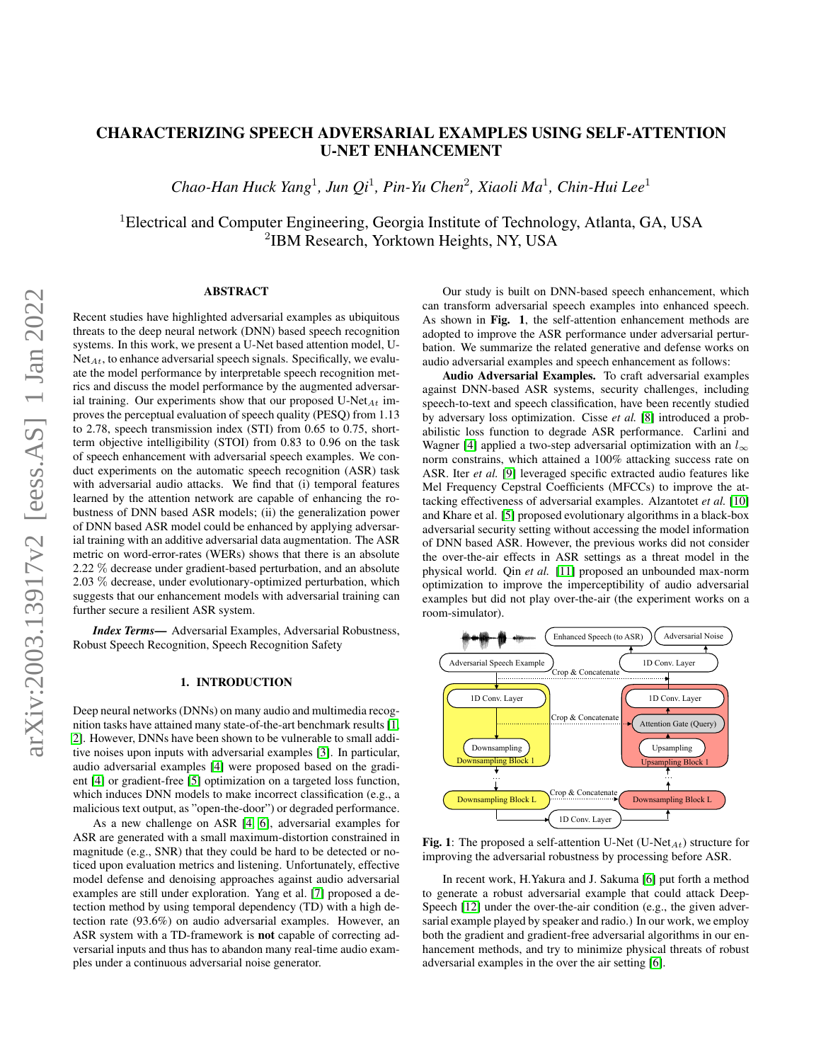# CHARACTERIZING SPEECH ADVERSARIAL EXAMPLES USING SELF-ATTENTION U-NET ENHANCEMENT

*Chao-Han Huck Yang*[1], *Jun Qi*[1], *Pin-Yu Chen*[2], *Xiaoli Ma*[1], *Chin-Hui Lee*[1]

[1]Electrical and Computer Engineering, Georgia Institute of Technology, Atlanta, GA, USA
[2]IBM Research, Yorktown Heights, NY, USA

## ABSTRACT

Recent studies have highlighted adversarial examples as ubiquitous threats to the deep neural network (DNN) based speech recognition systems. In this work, we present a U-Net based attention model, U-Net$_{At}$, to enhance adversarial speech signals. Specifically, we evaluate the model performance by interpretable speech recognition metrics and discuss the model performance by the augmented adversarial training. Our experiments show that our proposed U-Net$_{At}$ improves the perceptual evaluation of speech quality (PESQ) from 1.13 to 2.78, speech transmission index (STI) from 0.65 to 0.75, short-term objective intelligibility (STOI) from 0.83 to 0.96 on the task of speech enhancement with adversarial speech examples. We conduct experiments on the automatic speech recognition (ASR) task with adversarial audio attacks. We find that (i) temporal features learned by the attention network are capable of enhancing the robustness of DNN based ASR models; (ii) the generalization power of DNN based ASR model could be enhanced by applying adversarial training with an additive adversarial data augmentation. The ASR metric on word-error-rates (WERs) shows that there is an absolute 2.22 % decrease under gradient-based perturbation, and an absolute 2.03 % decrease, under evolutionary-optimized perturbation, which suggests that our enhancement models with adversarial training can further secure a resilient ASR system.

***Index Terms*—** Adversarial Examples, Adversarial Robustness, Robust Speech Recognition, Speech Recognition Safety

## 1. INTRODUCTION

Deep neural networks (DNNs) on many audio and multimedia recognition tasks have attained many state-of-the-art benchmark results [1, 2]. However, DNNs have been shown to be vulnerable to small additive noises upon inputs with adversarial examples [3]. In particular, audio adversarial examples [4] were proposed based on the gradient [4] or gradient-free [5] optimization on a targeted loss function, which induces DNN models to make incorrect classification (e.g., a malicious text output, as "open-the-door") or degraded performance.

As a new challenge on ASR [4, 6], adversarial examples for ASR are generated with a small maximum-distortion constrained in magnitude (e.g., SNR) that they could be hard to be detected or noticed upon evaluation metrics and listening. Unfortunately, effective model defense and denoising approaches against audio adversarial examples are still under exploration. Yang et al. [7] proposed a detection method by using temporal dependency (TD) with a high detection rate (93.6%) on audio adversarial examples. However, an ASR system with a TD-framework is **not** capable of correcting adversarial inputs and thus has to abandon many real-time audio examples under a continuous adversarial noise generator.

Our study is built on DNN-based speech enhancement, which can transform adversarial speech examples into enhanced speech. As shown in **Fig. 1**, the self-attention enhancement methods are adopted to improve the ASR performance under adversarial perturbation. We summarize the related generative and defense works on audio adversarial examples and speech enhancement as follows:

**Audio Adversarial Examples.** To craft adversarial examples against DNN-based ASR systems, security challenges, including speech-to-text and speech classification, have been recently studied by adversary loss optimization. Cisse *et al.* [8] introduced a probabilistic loss function to degrade ASR performance. Carlini and Wagner [4] applied a two-step adversarial optimization with an $l_\infty$ norm constrains, which attained a 100% attacking success rate on ASR. Iter *et al.* [9] leveraged specific extracted audio features like Mel Frequency Cepstral Coefficients (MFCCs) to improve the attacking effectiveness of adversarial examples. Alzantotet *et al.* [10] and Khare et al. [5] proposed evolutionary algorithms in a black-box adversarial security setting without accessing the model information of DNN based ASR. However, the previous works did not consider the over-the-air effects in ASR settings as a threat model in the physical world. Qin *et al.* [11] proposed an unbounded max-norm optimization to improve the imperceptibility of audio adversarial examples but did not play over-the-air (the experiment works on a room-simulator).

**Fig. 1**: The proposed a self-attention U-Net (U-Net$_{At}$) structure for improving the adversarial robustness by processing before ASR.

In recent work, H.Yakura and J. Sakuma [6] put forth a method to generate a robust adversarial example that could attack DeepSpeech [12] under the over-the-air condition (e.g., the given adversarial example played by speaker and radio.) In our work, we employ both the gradient and gradient-free adversarial algorithms in our enhancement methods, and try to minimize physical threats of robust adversarial examples in the over the air setting [6].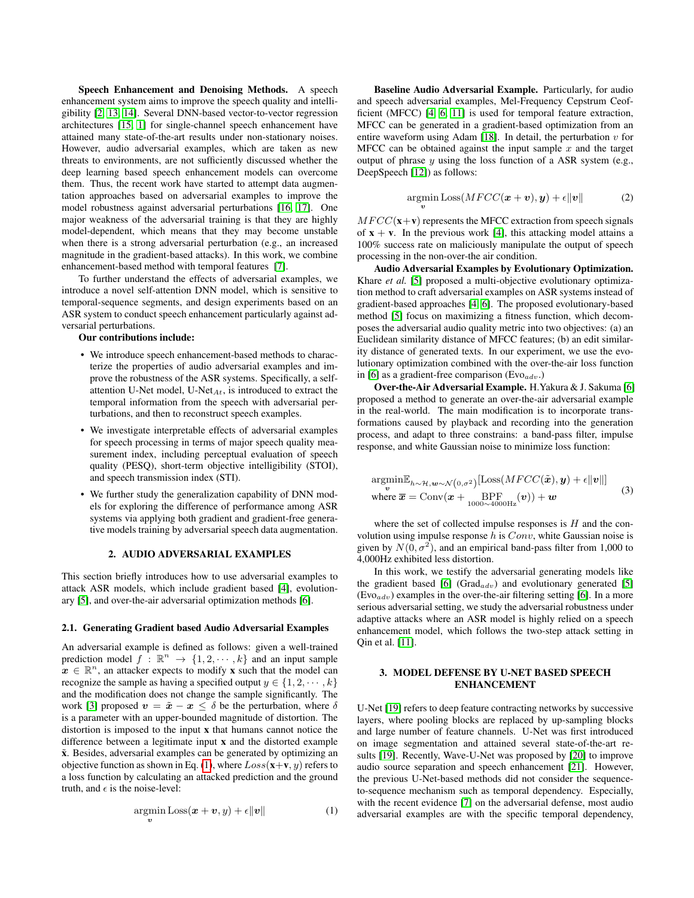**Speech Enhancement and Denoising Methods.** A speech enhancement system aims to improve the speech quality and intelligibility [2, 13, 14]. Several DNN-based vector-to-vector regression architectures [15, 1] for single-channel speech enhancement have attained many state-of-the-art results under non-stationary noises. However, audio adversarial examples, which are taken as new threats to environments, are not sufficiently discussed whether the deep learning based speech enhancement models can overcome them. Thus, the recent work have started to attempt data augmentation approaches based on adversarial examples to improve the model robustness against adversarial perturbations [16, 17]. One major weakness of the adversarial training is that they are highly model-dependent, which means that they may become unstable when there is a strong adversarial perturbation (e.g., an increased magnitude in the gradient-based attacks). In this work, we combine enhancement-based method with temporal features [7].

To further understand the effects of adversarial examples, we introduce a novel self-attention DNN model, which is sensitive to temporal-sequence segments, and design experiments based on an ASR system to conduct speech enhancement particularly against adversarial perturbations.

**Our contributions include:**

- We introduce speech enhancement-based methods to characterize the properties of audio adversarial examples and improve the robustness of the ASR systems. Specifically, a self-attention U-Net model, U-Net$_{At}$, is introduced to extract the temporal information from the speech with adversarial perturbations, and then to reconstruct speech examples.
- We investigate interpretable effects of adversarial examples for speech processing in terms of major speech quality measurement index, including perceptual evaluation of speech quality (PESQ), short-term objective intelligibility (STOI), and speech transmission index (STI).
- We further study the generalization capability of DNN models for exploring the difference of performance among ASR systems via applying both gradient and gradient-free generative models training by adversarial speech data augmentation.

## 2. AUDIO ADVERSARIAL EXAMPLES

This section briefly introduces how to use adversarial examples to attack ASR models, which include gradient based [4], evolutionary [5], and over-the-air adversarial optimization methods [6].

### 2.1. Generating Gradient based Audio Adversarial Examples

An adversarial example is defined as follows: given a well-trained prediction model $f : \mathbb{R}^n \rightarrow \{1, 2, \cdots, k\}$ and an input sample $\boldsymbol{x} \in \mathbb{R}^n$, an attacker expects to modify $\mathbf{x}$ such that the model can recognize the sample as having a specified output $y \in \{1, 2, \cdots, k\}$ and the modification does not change the sample significantly. The work [3] proposed $\boldsymbol{v} = \tilde{\boldsymbol{x}} - \boldsymbol{x} \leq \delta$ be the perturbation, where $\delta$ is a parameter with an upper-bounded magnitude of distortion. The distortion is imposed to the input $\mathbf{x}$ that humans cannot notice the difference between a legitimate input $\mathbf{x}$ and the distorted example $\tilde{\mathbf{x}}$. Besides, adversarial examples can be generated by optimizing an objective function as shown in Eq. (1), where $Loss(\mathbf{x}+\mathbf{v}, y)$ refers to a loss function by calculating an attacked prediction and the ground truth, and $\epsilon$ is the noise-level:

$$\underset{\boldsymbol{v}}{\operatorname{argmin}} \operatorname{Loss}(\boldsymbol{x}+\boldsymbol{v}, y) + \epsilon \|\boldsymbol{v}\| \tag{1}$$

**Baseline Audio Adversarial Example.** Particularly, for audio and speech adversarial examples, Mel-Frequency Cepstrum Ceofficient (MFCC) [4, 6, 11] is used for temporal feature extraction, MFCC can be generated in a gradient-based optimization from an entire waveform using Adam [18]. In detail, the perturbation $v$ for MFCC can be obtained against the input sample $x$ and the target output of phrase $y$ using the loss function of a ASR system (e.g., DeepSpeech [12]) as follows:

$$\underset{\boldsymbol{v}}{\operatorname{argmin}} \operatorname{Loss}(MFCC(\boldsymbol{x}+\boldsymbol{v}), \boldsymbol{y}) + \epsilon \|\boldsymbol{v}\| \tag{2}$$

$MFCC(\mathbf{x}+\mathbf{v})$ represents the MFCC extraction from speech signals of $\mathbf{x} + \mathbf{v}$. In the previous work [4], this attacking model attains a 100% success rate on maliciously manipulate the output of speech processing in the non-over-the air condition.

**Audio Adversarial Examples by Evolutionary Optimization.** Khare *et al.* [5] proposed a multi-objective evolutionary optimization method to craft adversarial examples on ASR systems instead of gradient-based approaches [4, 6]. The proposed evolutionary-based method [5] focus on maximizing a fitness function, which decomposes the adversarial audio quality metric into two objectives: (a) an Euclidean similarity distance of MFCC features; (b) an edit similarity distance of generated texts. In our experiment, we use the evolutionary optimization combined with the over-the-air loss function in [6] as a gradient-free comparison (Evo$_{adv}$.)

**Over-the-Air Adversarial Example.** H.Yakura & J. Sakuma [6] proposed a method to generate an over-the-air adversarial example in the real-world. The main modification is to incorporate transformations caused by playback and recording into the generation process, and adapt to three constrains: a band-pass filter, impulse response, and white Gaussian noise to minimize loss function:

$$\begin{aligned} &\underset{\boldsymbol{v}}{\operatorname{argmin}} \mathbb{E}_{h \sim \mathcal{H}, \boldsymbol{w} \sim \mathcal{N}(0, \sigma^2)} [\operatorname{Loss}(MFCC(\tilde{\boldsymbol{x}}), \boldsymbol{y}) + \epsilon \|\boldsymbol{v}\|] \\ &\text{where } \tilde{\boldsymbol{x}} = \operatorname{Conv}(\boldsymbol{x} + \underset{1000 \sim 4000\text{Hz}}{\operatorname{BPF}}(\boldsymbol{v})) + \boldsymbol{w} \end{aligned} \tag{3}$$

where the set of collected impulse responses is $H$ and the convolution using impulse response $h$ is $Conv$, white Gaussian noise is given by $N(0, \sigma^2)$, and an empirical band-pass filter from 1,000 to 4,000Hz exhibited less distortion.

In this work, we testify the adversarial generating models like the gradient based [6] (Grad$_{adv}$) and evolutionary generated [5] (Evo$_{adv}$) examples in the over-the-air filtering setting [6]. In a more serious adversarial setting, we study the adversarial robustness under adaptive attacks where an ASR model is highly relied on a speech enhancement model, which follows the two-step attack setting in Qin et al. [11].

## 3. MODEL DEFENSE BY U-NET BASED SPEECH ENHANCEMENT

U-Net [19] refers to deep feature contracting networks by successive layers, where pooling blocks are replaced by up-sampling blocks and large number of feature channels. U-Net was first introduced on image segmentation and attained several state-of-the-art results [19]. Recently, Wave-U-Net was proposed by [20] to improve audio source separation and speech enhancement [21]. However, the previous U-Net-based methods did not consider the sequence-to-sequence mechanism such as temporal dependency. Especially, with the recent evidence [7] on the adversarial defense, most audio adversarial examples are with the specific temporal dependency,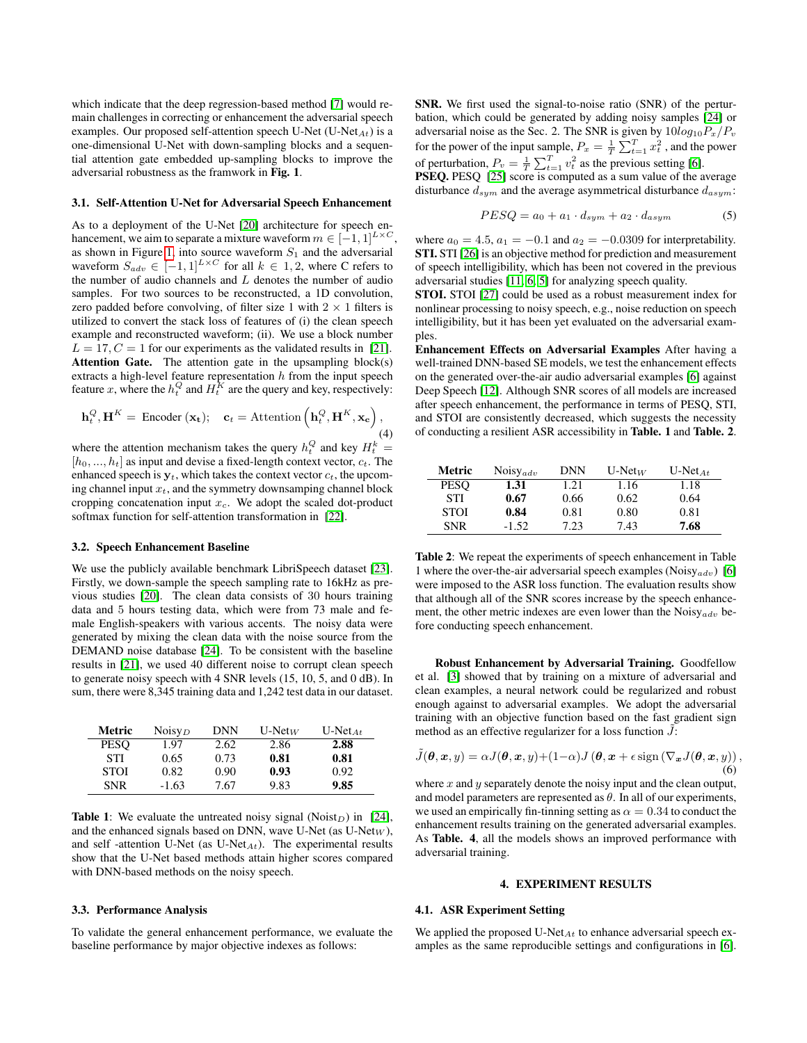which indicate that the deep regression-based method [7] would remain challenges in correcting or enhancement the adversarial speech examples. Our proposed self-attention speech U-Net (U-Net$_{At}$) is a one-dimensional U-Net with down-sampling blocks and a sequential attention gate embedded up-sampling blocks to improve the adversarial robustness as the framwork in **Fig. 1**.

### 3.1. Self-Attention U-Net for Adversarial Speech Enhancement

As to a deployment of the U-Net [20] architecture for speech enhancement, we aim to separate a mixture waveform $m \in [-1, 1]^{L \times C}$, as shown in Figure 1, into source waveform $S_1$ and the adversarial waveform $S_{adv} \in [-1, 1]^{L \times C}$ for all $k \in 1, 2$, where C refers to the number of audio channels and $L$ denotes the number of audio samples. For two sources to be reconstructed, a 1D convolution, zero padded before convolving, of filter size 1 with $2 \times 1$ filters is utilized to convert the stack loss of features of (i) the clean speech example and reconstructed waveform; (ii). We use a block number $L = 17, C = 1$ for our experiments as the validated results in [21].

**Attention Gate.** The attention gate in the upsampling block(s) extracts a high-level feature representation $h$ from the input speech feature $x$, where the $h_t^Q$ and $H_t^K$ are the query and key, respectively:

$$\mathbf{h}_t^Q, \mathbf{H}^K = \text{ Encoder } (\mathbf{x_t}); \quad \mathbf{c}_t = \text{Attention} \left( \mathbf{h}_t^Q, \mathbf{H}^K, \mathbf{x_c} \right), \tag{4}$$

where the attention mechanism takes the query $h_t^Q$ and key $H_t^k = [h_0, ..., h_t]$ as input and devise a fixed-length context vector, $c_t$. The enhanced speech is $\mathbf{y}_t$, which takes the context vector $c_t$, the upcoming channel input $x_t$, and the symmetry downsamping channel block cropping concatenation input $x_c$. We adopt the scaled dot-product softmax function for self-attention transformation in [22].

### 3.2. Speech Enhancement Baseline

We use the publicly available benchmark LibriSpeech dataset [23]. Firstly, we down-sample the speech sampling rate to 16kHz as previous studies [20]. The clean data consists of 30 hours training data and 5 hours testing data, which were from 73 male and female English-speakers with various accents. The noisy data were generated by mixing the clean data with the noise source from the DEMAND noise database [24]. To be consistent with the baseline results in [21], we used 40 different noise to corrupt clean speech to generate noisy speech with 4 SNR levels (15, 10, 5, and 0 dB). In sum, there were 8,345 training data and 1,242 test data in our dataset.

| Metric | Noisy$_D$ | DNN | U-Net$_W$ | U-Net$_{At}$ |
|---|---|---|---|---|
| PESQ | 1.97 | 2.62 | 2.86 | **2.88** |
| STI | 0.65 | 0.73 | **0.81** | **0.81** |
| STOI | 0.82 | 0.90 | **0.93** | 0.92 |
| SNR | -1.63 | 7.67 | 9.83 | **9.85** |

**Table 1**: We evaluate the untreated noisy signal (Noist$_D$) in [24], and the enhanced signals based on DNN, wave U-Net (as U-Net$_W$), and self -attention U-Net (as U-Net$_{At}$). The experimental results show that the U-Net based methods attain higher scores compared with DNN-based methods on the noisy speech.

### 3.3. Performance Analysis

To validate the general enhancement performance, we evaluate the baseline performance by major objective indexes as follows:

**SNR.** We first used the signal-to-noise ratio (SNR) of the perturbation, which could be generated by adding noisy samples [24] or adversarial noise as the Sec. 2. The SNR is given by $10log_{10}P_x/P_v$ for the power of the input sample, $P_x = \frac{1}{T}\sum_{t=1}^{T} x_t^2$ , and the power of perturbation, $P_v = \frac{1}{T}\sum_{t=1}^{T} v_t^2$ as the previous setting [6].

**PSEQ.** PESQ [25] score is computed as a sum value of the average disturbance $d_{sym}$ and the average asymmetrical disturbance $d_{asym}$:

$$PESQ = a_0 + a_1 \cdot d_{sym} + a_2 \cdot d_{asym} \tag{5}$$

where $a_0 = 4.5$, $a_1 = -0.1$ and $a_2 = -0.0309$ for interpretability.

**STI.** STI [26] is an objective method for prediction and measurement of speech intelligibility, which has been not covered in the previous adversarial studies [11, 6, 5] for analyzing speech quality.

**STOI.** STOI [27] could be used as a robust measurement index for nonlinear processing to noisy speech, e.g., noise reduction on speech intelligibility, but it has been yet evaluated on the adversarial examples.

**Enhancement Effects on Adversarial Examples** After having a well-trained DNN-based SE models, we test the enhancement effects on the generated over-the-air audio adversarial examples [6] against Deep Speech [12]. Although SNR scores of all models are increased after speech enhancement, the performance in terms of PESQ, STI, and STOI are consistently decreased, which suggests the necessity of conducting a resilient ASR accessibility in **Table. 1** and **Table. 2**.

| Metric | Noisy$_{adv}$ | DNN | U-Net$_W$ | U-Net$_{At}$ |
|---|---|---|---|---|
| PESQ | **1.31** | 1.21 | 1.16 | 1.18 |
| STI | **0.67** | 0.66 | 0.62 | 0.64 |
| STOI | **0.84** | 0.81 | 0.80 | 0.81 |
| SNR | -1.52 | 7.23 | 7.43 | **7.68** |

**Table 2**: We repeat the experiments of speech enhancement in Table 1 where the over-the-air adversarial speech examples (Noisy$_{adv}$) [6] were imposed to the ASR loss function. The evaluation results show that although all of the SNR scores increase by the speech enhancement, the other metric indexes are even lower than the Noisy$_{adv}$ before conducting speech enhancement.

**Robust Enhancement by Adversarial Training.** Goodfellow et al. [3] showed that by training on a mixture of adversarial and clean examples, a neural network could be regularized and robust enough against to adversarial examples. We adopt the adversarial training with an objective function based on the fast gradient sign method as an effective regularizer for a loss function $\tilde{J}$:

$$\tilde{J}(\boldsymbol{\theta}, \boldsymbol{x}, y) = \alpha J(\boldsymbol{\theta}, \boldsymbol{x}, y) + (1-\alpha) J\left(\boldsymbol{\theta}, \boldsymbol{x} + \epsilon \operatorname{sign}\left(\nabla_{\boldsymbol{x}} J(\boldsymbol{\theta}, \boldsymbol{x}, y)\right)\right), \tag{6}$$

where $x$ and $y$ separately denote the noisy input and the clean output, and model parameters are represented as $\theta$. In all of our experiments, we used an empirically fin-tinning setting as $\alpha = 0.34$ to conduct the enhancement results training on the generated adversarial examples. As **Table. 4**, all the models shows an improved performance with adversarial training.

## 4. EXPERIMENT RESULTS

### 4.1. ASR Experiment Setting

We applied the proposed U-Net$_{At}$ to enhance adversarial speech examples as the same reproducible settings and configurations in [6].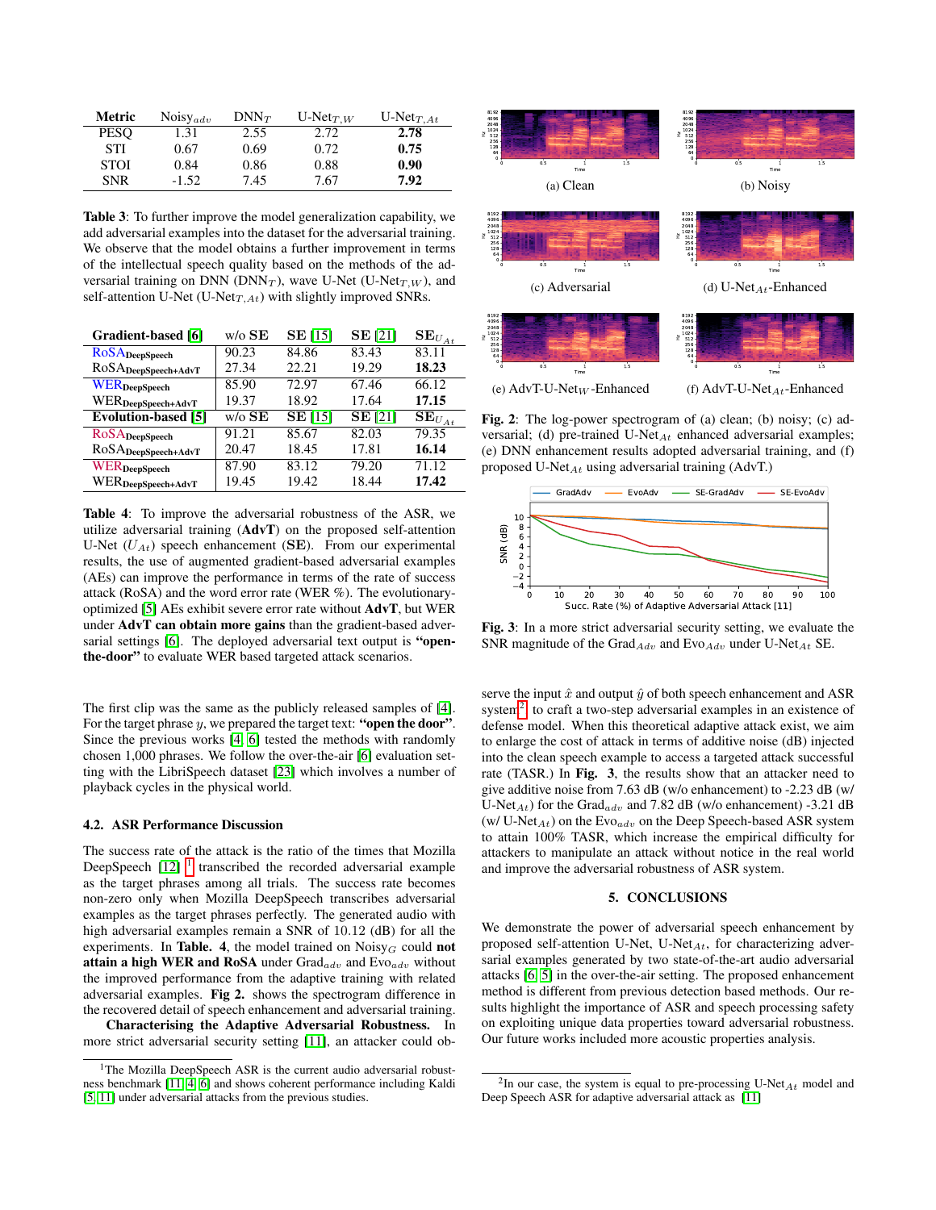| Metric | Noisy$_{adv}$ | DNN$_T$ | U-Net$_{T,W}$ | U-Net$_{T,At}$ |
|---|---|---|---|---|
| PESQ | 1.31 | 2.55 | 2.72 | **2.78** |
| STI | 0.67 | 0.69 | 0.72 | **0.75** |
| STOI | 0.84 | 0.86 | 0.88 | **0.90** |
| SNR | -1.52 | 7.45 | 7.67 | **7.92** |

**Table 3**: To further improve the model generalization capability, we add adversarial examples into the dataset for the adversarial training. We observe that the model obtains a further improvement in terms of the intellectual speech quality based on the methods of the adversarial training on DNN (DNN$_T$), wave U-Net (U-Net$_{T,W}$), and self-attention U-Net (U-Net$_{T,At}$) with slightly improved SNRs.

| **Gradient-based** [6] | w/o **SE** | **SE** [15] | **SE** [21] | **SE**$_{U_{At}}$ |
|---|---|---|---|---|
| RoSA$_{\text{DeepSpeech}}$ | 90.23 | 84.86 | 83.43 | 83.11 |
| RoSA$_{\text{DeepSpeech+AdvT}}$ | 27.34 | 22.21 | 19.29 | **18.23** |
| WER$_{\text{DeepSpeech}}$ | 85.90 | 72.97 | 67.46 | 66.12 |
| WER$_{\text{DeepSpeech+AdvT}}$ | 19.37 | 18.92 | 17.64 | **17.15** |
| **Evolution-based** [5] | w/o **SE** | **SE** [15] | **SE** [21] | **SE**$_{U_{At}}$ |
| RoSA$_{\text{DeepSpeech}}$ | 91.21 | 85.67 | 82.03 | 79.35 |
| RoSA$_{\text{DeepSpeech+AdvT}}$ | 20.47 | 18.45 | 17.81 | **16.14** |
| WER$_{\text{DeepSpeech}}$ | 87.90 | 83.12 | 79.20 | 71.12 |
| WER$_{\text{DeepSpeech+AdvT}}$ | 19.45 | 19.42 | 18.44 | **17.42** |

**Table 4**: To improve the adversarial robustness of the ASR, we utilize adversarial training (**AdvT**) on the proposed self-attention U-Net ($U_{At}$) speech enhancement (**SE**). From our experimental results, the use of augmented gradient-based adversarial examples (AEs) can improve the performance in terms of the rate of success attack (RoSA) and the word error rate (WER %). The evolutionary-optimized [5] AEs exhibit severe error rate without **AdvT**, but WER under **AdvT can obtain more gains** than the gradient-based adversarial settings [6]. The deployed adversarial text output is **"open-the-door"** to evaluate WER based targeted attack scenarios.

The first clip was the same as the publicly released samples of [4]. For the target phrase $y$, we prepared the target text: **"open the door"**. Since the previous works [4, 6] tested the methods with randomly chosen 1,000 phrases. We follow the over-the-air [6] evaluation setting with the LibriSpeech dataset [23] which involves a number of playback cycles in the physical world.

### 4.2. ASR Performance Discussion

The success rate of the attack is the ratio of the times that Mozilla DeepSpeech [12] [1] transcribed the recorded adversarial example as the target phrases among all trials. The success rate becomes non-zero only when Mozilla DeepSpeech transcribes adversarial examples as the target phrases perfectly. The generated audio with high adversarial examples remain a SNR of 10.12 (dB) for all the experiments. In **Table. 4**, the model trained on Noisy$_G$ could **not attain a high WER and RoSA** under Grad$_{adv}$ and Evo$_{adv}$ without the improved performance from the adaptive training with related adversarial examples. **Fig 2.** shows the spectrogram difference in the recovered detail of speech enhancement and adversarial training.

**Characterising the Adaptive Adversarial Robustness.** In more strict adversarial security setting [11], an attacker could observe the input $\hat{x}$ and output $\hat{y}$ of both speech enhancement and ASR system[2] to craft a two-step adversarial examples in an existence of defense model. When this theoretical adaptive attacker exist, we aim to enlarge the cost of attack in terms of additive noise (dB) injected into the clean speech example to access a targeted attack successful rate (TASR.) In **Fig. 3**, the results show that an attacker need to give additive noise from 7.63 dB (w/o enhancement) to -2.23 dB (w/ U-Net$_{At}$) for the Grad$_{adv}$ and 7.82 dB (w/o enhancement) -3.21 dB (w/ U-Net$_{At}$) on the Evo$_{adv}$ on the Deep Speech-based ASR system to attain 100% TASR, which increase the empirical difficulty for attackers to manipulate an attack without notice in the real world and improve the adversarial robustness of ASR system.

[1] The Mozilla DeepSpeech is the current audio adversarial robustness benchmark [11, 4, 6] and shows coherent performance including Kaldi [5, 11] under adversarial attacks from the previous studies.

(a) Clean (b) Noisy (c) Adversarial (d) U-Net$_{At}$-Enhanced (e) AdvT-U-Net$_W$-Enhanced (f) AdvT-U-Net$_{At}$-Enhanced

**Fig. 2**: The log-power spectrogram of (a) clean; (b) noisy; (c) adversarial; (d) pre-trained U-Net$_{At}$ enhanced adversarial examples; (e) DNN enhancement results adopted adversarial training, and (f) proposed U-Net$_{At}$ using adversarial training (AdvT.)

**Fig. 3**: In a more strict adversarial security setting, we evaluate the SNR magnitude of the Grad$_{Adv}$ and Evo$_{Adv}$ under U-Net$_{At}$ SE.

## 5. CONCLUSIONS

We demonstrate the power of adversarial speech enhancement by proposed self-attention U-Net, U-Net$_{At}$, for characterizing adversarial examples generated by two state-of-the-art audio adversarial attacks [6, 5] in the over-the-air setting. The proposed enhancement method is different from previous detection based methods. Our results highlight the importance of ASR and speech processing safety on exploiting unique data properties toward adversarial robustness. Our future works included more acoustic properties analysis.

[2] In our case, the system is equal to pre-processing U-Net$_{At}$ model and Deep Speech ASR for adaptive adversarial attack as [11]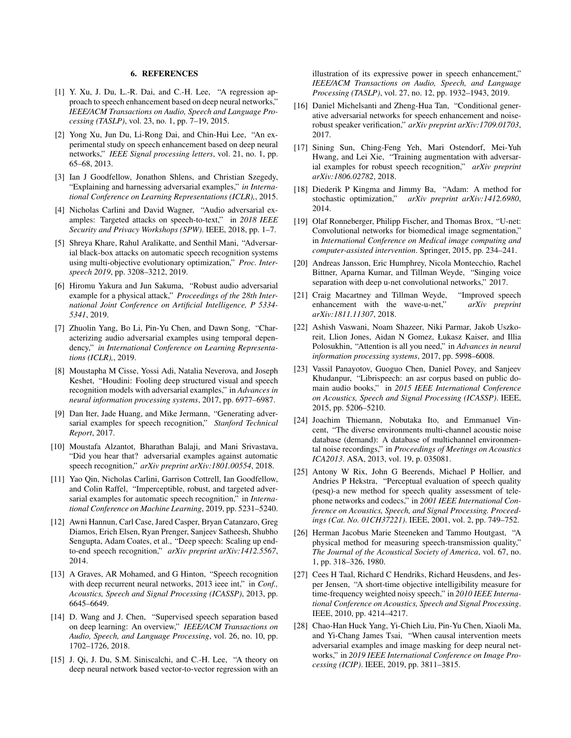## 6. REFERENCES

[1] Y. Xu, J. Du, L.-R. Dai, and C.-H. Lee, "A regression approach to speech enhancement based on deep neural networks," *IEEE/ACM Transactions on Audio, Speech and Language Processing (TASLP)*, vol. 23, no. 1, pp. 7–19, 2015.

[2] Yong Xu, Jun Du, Li-Rong Dai, and Chin-Hui Lee, "An experimental study on speech enhancement based on deep neural networks," *IEEE Signal processing letters*, vol. 21, no. 1, pp. 65–68, 2013.

[3] Ian J Goodfellow, Jonathon Shlens, and Christian Szegedy, "Explaining and harnessing adversarial examples," *in International Conference on Learning Representations (ICLR),*, 2015.

[4] Nicholas Carlini and David Wagner, "Audio adversarial examples: Targeted attacks on speech-to-text," in *2018 IEEE Security and Privacy Workshops (SPW)*. IEEE, 2018, pp. 1–7.

[5] Shreya Khare, Rahul Aralikatte, and Senthil Mani, "Adversarial black-box attacks on automatic speech recognition systems using multi-objective evolutionary optimization," *Proc. Interspeech 2019*, pp. 3208–3212, 2019.

[6] Hiromu Yakura and Jun Sakuma, "Robust audio adversarial example for a physical attack," *Proceedings of the 28th International Joint Conference on Artificial Intelligence, P 5334-5341*, 2019.

[7] Zhuolin Yang, Bo Li, Pin-Yu Chen, and Dawn Song, "Characterizing audio adversarial examples using temporal dependency," *in International Conference on Learning Representations (ICLR),*, 2019.

[8] Moustapha M Cisse, Yossi Adi, Natalia Neverova, and Joseph Keshet, "Houdini: Fooling deep structured visual and speech recognition models with adversarial examples," in *Advances in neural information processing systems*, 2017, pp. 6977–6987.

[9] Dan Iter, Jade Huang, and Mike Jermann, "Generating adversarial examples for speech recognition," *Stanford Technical Report*, 2017.

[10] Moustafa Alzantot, Bharathan Balaji, and Mani Srivastava, "Did you hear that? adversarial examples against automatic speech recognition," *arXiv preprint arXiv:1801.00554*, 2018.

[11] Yao Qin, Nicholas Carlini, Garrison Cottrell, Ian Goodfellow, and Colin Raffel, "Imperceptible, robust, and targeted adversarial examples for automatic speech recognition," in *International Conference on Machine Learning*, 2019, pp. 5231–5240.

[12] Awni Hannun, Carl Case, Jared Casper, Bryan Catanzaro, Greg Diamos, Erich Elsen, Ryan Prenger, Sanjeev Satheesh, Shubho Sengupta, Adam Coates, et al., "Deep speech: Scaling up end-to-end speech recognition," *arXiv preprint arXiv:1412.5567*, 2014.

[13] A Graves, AR Mohamed, and G Hinton, "Speech recognition with deep recurrent neural networks, 2013 ieee int," in *Conf., Acoustics, Speech and Signal Processing (ICASSP)*, 2013, pp. 6645–6649.

[14] D. Wang and J. Chen, "Supervised speech separation based on deep learning: An overview," *IEEE/ACM Transactions on Audio, Speech, and Language Processing*, vol. 26, no. 10, pp. 1702–1726, 2018.

[15] J. Qi, J. Du, S.M. Siniscalchi, and C.-H. Lee, "A theory on deep neural network based vector-to-vector regression with an illustration of its expressive power in speech enhancement," *IEEE/ACM Transactions on Audio, Speech, and Language Processing (TASLP)*, vol. 27, no. 12, pp. 1932–1943, 2019.

[16] Daniel Michelsanti and Zheng-Hua Tan, "Conditional generative adversarial networks for speech enhancement and noise-robust speaker verification," *arXiv preprint arXiv:1709.01703*, 2017.

[17] Sining Sun, Ching-Feng Yeh, Mari Ostendorf, Mei-Yuh Hwang, and Lei Xie, "Training augmentation with adversarial examples for robust speech recognition," *arXiv preprint arXiv:1806.02782*, 2018.

[18] Diederik P Kingma and Jimmy Ba, "Adam: A method for stochastic optimization," *arXiv preprint arXiv:1412.6980*, 2014.

[19] Olaf Ronneberger, Philipp Fischer, and Thomas Brox, "U-net: Convolutional networks for biomedical image segmentation," in *International Conference on Medical image computing and computer-assisted intervention*. Springer, 2015, pp. 234–241.

[20] Andreas Jansson, Eric Humphrey, Nicola Montecchio, Rachel Bittner, Aparna Kumar, and Tillman Weyde, "Singing voice separation with deep u-net convolutional networks," 2017.

[21] Craig Macartney and Tillman Weyde, "Improved speech enhancement with the wave-u-net," *arXiv preprint arXiv:1811.11307*, 2018.

[22] Ashish Vaswani, Noam Shazeer, Niki Parmar, Jakob Uszkoreit, Llion Jones, Aidan N Gomez, Łukasz Kaiser, and Illia Polosukhin, "Attention is all you need," in *Advances in neural information processing systems*, 2017, pp. 5998–6008.

[23] Vassil Panayotov, Guoguo Chen, Daniel Povey, and Sanjeev Khudanpur, "Librispeech: an asr corpus based on public domain audio books," in *2015 IEEE International Conference on Acoustics, Speech and Signal Processing (ICASSP)*. IEEE, 2015, pp. 5206–5210.

[24] Joachim Thiemann, Nobutaka Ito, and Emmanuel Vincent, "The diverse environments multi-channel acoustic noise database (demand): A database of multichannel environmental noise recordings," in *Proceedings of Meetings on Acoustics ICA2013*. ASA, 2013, vol. 19, p. 035081.

[25] Antony W Rix, John G Beerends, Michael P Hollier, and Andries P Hekstra, "Perceptual evaluation of speech quality (pesq)-a new method for speech quality assessment of telephone networks and codecs," in *2001 IEEE International Conference on Acoustics, Speech, and Signal Processing. Proceedings (Cat. No. 01CH37221)*. IEEE, 2001, vol. 2, pp. 749–752.

[26] Herman Jacobus Marie Steeneken and Tammo Houtgast, "A physical method for measuring speech-transmission quality," *The Journal of the Acoustical Society of America*, vol. 67, no. 1, pp. 318–326, 1980.

[27] Cees H Taal, Richard C Hendriks, Richard Heusdens, and Jesper Jensen, "A short-time objective intelligibility measure for time-frequency weighted noisy speech," in *2010 IEEE International Conference on Acoustics, Speech and Signal Processing*. IEEE, 2010, pp. 4214–4217.

[28] Chao-Han Huck Yang, Yi-Chieh Liu, Pin-Yu Chen, Xiaoli Ma, and Yi-Chang James Tsai, "When causal intervention meets adversarial examples and image masking for deep neural networks," in *2019 IEEE International Conference on Image Processing (ICIP)*. IEEE, 2019, pp. 3811–3815.